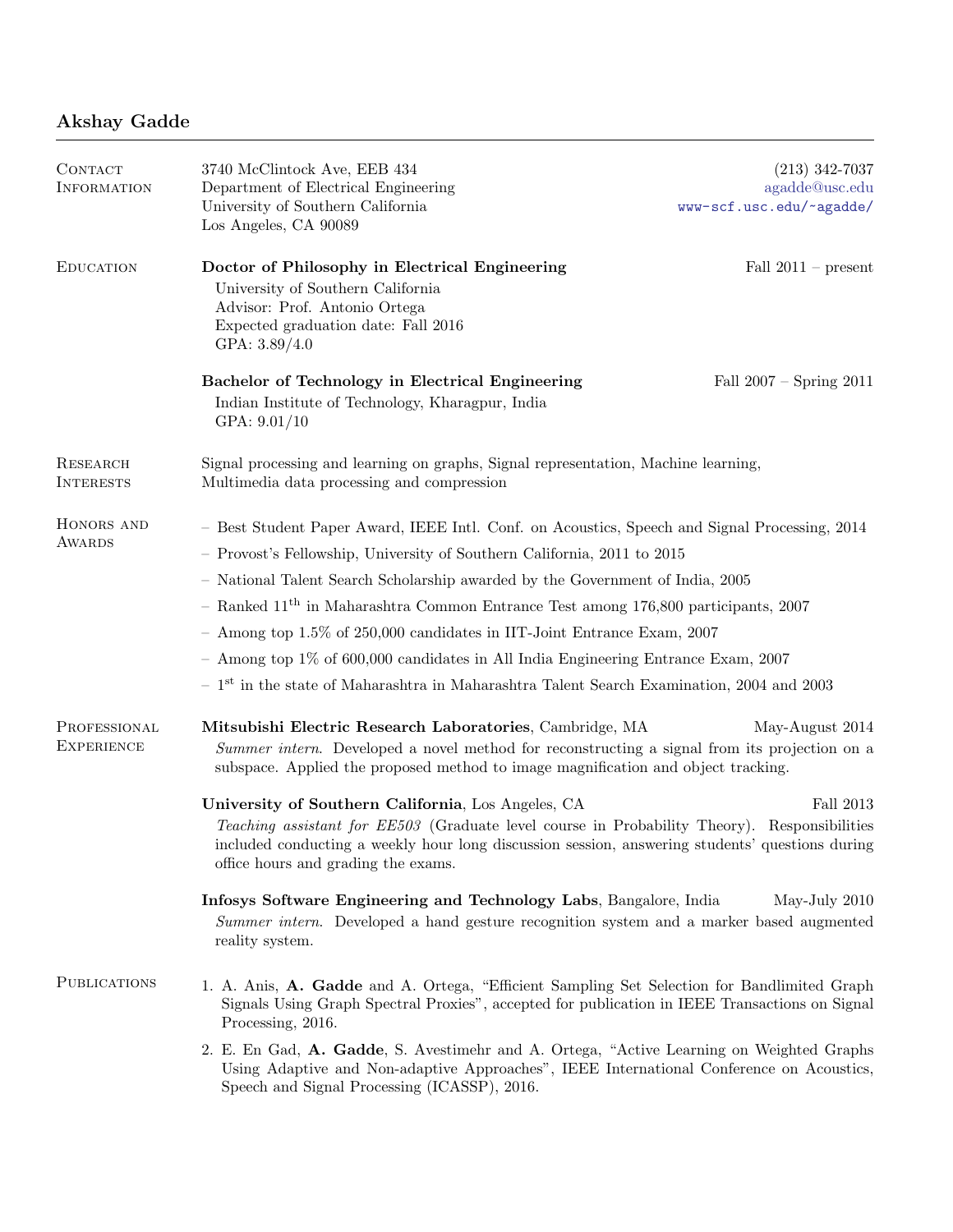# Akshay Gadde

## Contact Information

3740 McClintock Ave, EEB 434
Department of Electrical Engineering
University of Southern California
Los Angeles, CA 90089

(213) 342-7037
agadde@usc.edu
www-scf.usc.edu/~agadde/

## Education

**Doctor of Philosophy in Electrical Engineering** — Fall 2011 – present
University of Southern California
Advisor: Prof. Antonio Ortega
Expected graduation date: Fall 2016
GPA: 3.89/4.0

**Bachelor of Technology in Electrical Engineering** — Fall 2007 – Spring 2011
Indian Institute of Technology, Kharagpur, India
GPA: 9.01/10

## Research Interests

Signal processing and learning on graphs, Signal representation, Machine learning, Multimedia data processing and compression

## Honors and Awards

- Best Student Paper Award, IEEE Intl. Conf. on Acoustics, Speech and Signal Processing, 2014
- Provost's Fellowship, University of Southern California, 2011 to 2015
- National Talent Search Scholarship awarded by the Government of India, 2005
- Ranked 11th in Maharashtra Common Entrance Test among 176,800 participants, 2007
- Among top 1.5% of 250,000 candidates in IIT-Joint Entrance Exam, 2007
- Among top 1% of 600,000 candidates in All India Engineering Entrance Exam, 2007
- 1st in the state of Maharashtra in Maharashtra Talent Search Examination, 2004 and 2003

## Professional Experience

**Mitsubishi Electric Research Laboratories**, Cambridge, MA — May-August 2014
*Summer intern.* Developed a novel method for reconstructing a signal from its projection on a subspace. Applied the proposed method to image magnification and object tracking.

**University of Southern California**, Los Angeles, CA — Fall 2013
*Teaching assistant for EE503* (Graduate level course in Probability Theory). Responsibilities included conducting a weekly hour long discussion session, answering students' questions during office hours and grading the exams.

**Infosys Software Engineering and Technology Labs**, Bangalore, India — May-July 2010
*Summer intern.* Developed a hand gesture recognition system and a marker based augmented reality system.

## Publications

1. A. Anis, **A. Gadde** and A. Ortega, "Efficient Sampling Set Selection for Bandlimited Graph Signals Using Graph Spectral Proxies", accepted for publication in IEEE Transactions on Signal Processing, 2016.
2. E. En Gad, **A. Gadde**, S. Avestimehr and A. Ortega, "Active Learning on Weighted Graphs Using Adaptive and Non-adaptive Approaches", IEEE International Conference on Acoustics, Speech and Signal Processing (ICASSP), 2016.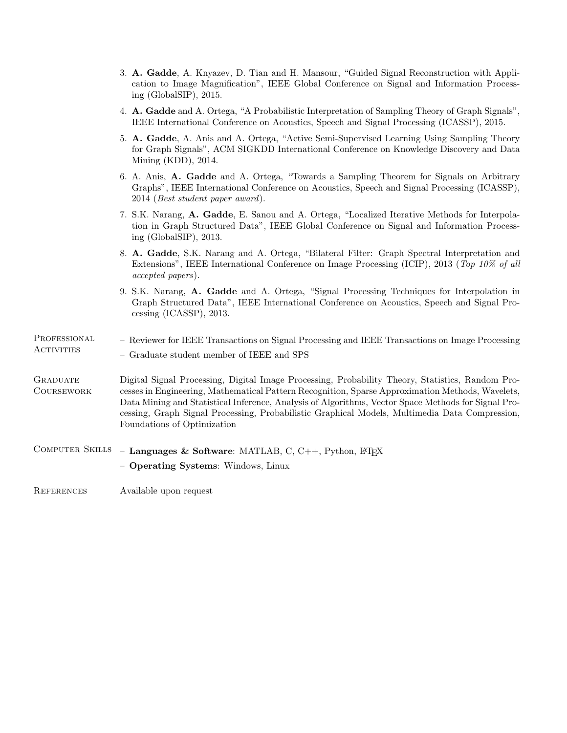3. **A. Gadde**, A. Knyazev, D. Tian and H. Mansour, "Guided Signal Reconstruction with Application to Image Magnification", IEEE Global Conference on Signal and Information Processing (GlobalSIP), 2015.
4. **A. Gadde** and A. Ortega, "A Probabilistic Interpretation of Sampling Theory of Graph Signals", IEEE International Conference on Acoustics, Speech and Signal Processing (ICASSP), 2015.
5. **A. Gadde**, A. Anis and A. Ortega, "Active Semi-Supervised Learning Using Sampling Theory for Graph Signals", ACM SIGKDD International Conference on Knowledge Discovery and Data Mining (KDD), 2014.
6. A. Anis, **A. Gadde** and A. Ortega, "Towards a Sampling Theorem for Signals on Arbitrary Graphs", IEEE International Conference on Acoustics, Speech and Signal Processing (ICASSP), 2014 (*Best student paper award*).
7. S.K. Narang, **A. Gadde**, E. Sanou and A. Ortega, "Localized Iterative Methods for Interpolation in Graph Structured Data", IEEE Global Conference on Signal and Information Processing (GlobalSIP), 2013.
8. **A. Gadde**, S.K. Narang and A. Ortega, "Bilateral Filter: Graph Spectral Interpretation and Extensions", IEEE International Conference on Image Processing (ICIP), 2013 (*Top 10% of all accepted papers*).
9. S.K. Narang, **A. Gadde** and A. Ortega, "Signal Processing Techniques for Interpolation in Graph Structured Data", IEEE International Conference on Acoustics, Speech and Signal Processing (ICASSP), 2013.

## Professional Activities

- Reviewer for IEEE Transactions on Signal Processing and IEEE Transactions on Image Processing
- Graduate student member of IEEE and SPS

## Graduate Coursework

Digital Signal Processing, Digital Image Processing, Probability Theory, Statistics, Random Processes in Engineering, Mathematical Pattern Recognition, Sparse Approximation Methods, Wavelets, Data Mining and Statistical Inference, Analysis of Algorithms, Vector Space Methods for Signal Processing, Graph Signal Processing, Probabilistic Graphical Models, Multimedia Data Compression, Foundations of Optimization

## Computer Skills

- **Languages & Software**: MATLAB, C, C++, Python, LaTeX
- **Operating Systems**: Windows, Linux

## References

Available upon request